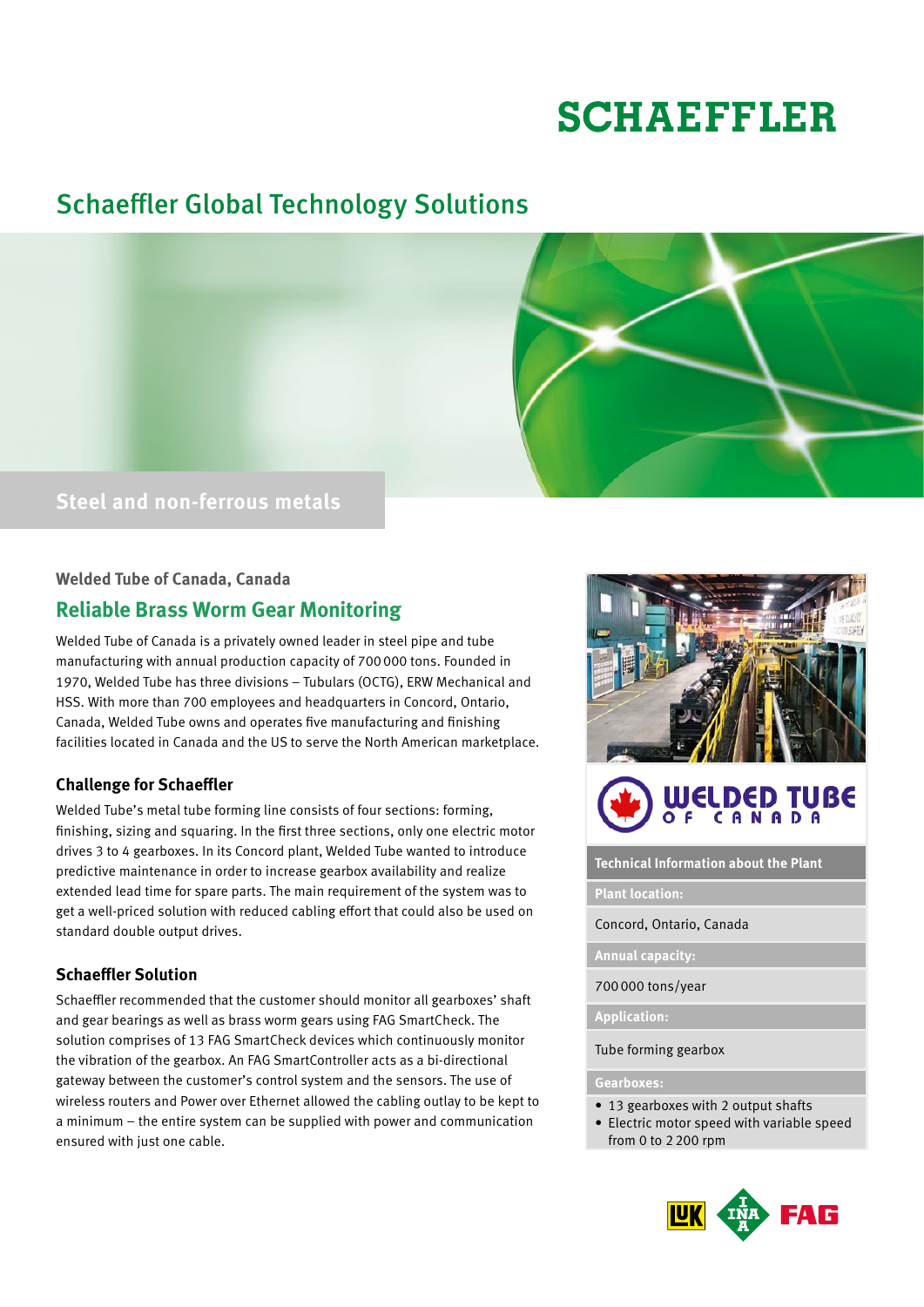# SCHAEFFLER

## Schaeffler Global Technology Solutions

**Steel and non-ferrous metals**

### Welded Tube of Canada, Canada

## Reliable Brass Worm Gear Monitoring

Welded Tube of Canada is a privately owned leader in steel pipe and tube manufacturing with annual production capacity of 700 000 tons. Founded in 1970, Welded Tube has three divisions – Tubulars (OCTG), ERW Mechanical and HSS. With more than 700 employees and headquarters in Concord, Ontario, Canada, Welded Tube owns and operates five manufacturing and finishing facilities located in Canada and the US to serve the North American marketplace.

### Challenge for Schaeffler

Welded Tube's metal tube forming line consists of four sections: forming, finishing, sizing and squaring. In the first three sections, only one electric motor drives 3 to 4 gearboxes. In its Concord plant, Welded Tube wanted to introduce predictive maintenance in order to increase gearbox availability and realize extended lead time for spare parts. The main requirement of the system was to get a well-priced solution with reduced cabling effort that could also be used on standard double output drives.

### Schaeffler Solution

Schaeffler recommended that the customer should monitor all gearboxes' shaft and gear bearings as well as brass worm gears using FAG SmartCheck. The solution comprises of 13 FAG SmartCheck devices which continuously monitor the vibration of the gearbox. An FAG SmartController acts as a bi-directional gateway between the customer's control system and the sensors. The use of wireless routers and Power over Ethernet allowed the cabling outlay to be kept to a minimum – the entire system can be supplied with power and communication ensured with just one cable.

WELDED TUBE OF CANADA

**Technical Information about the Plant**

**Plant location:**

Concord, Ontario, Canada

**Annual capacity:**

700 000 tons/year

**Application:**

Tube forming gearbox

**Gearboxes:**

- 13 gearboxes with 2 output shafts
- Electric motor speed with variable speed from 0 to 2 200 rpm

LuK INA FAG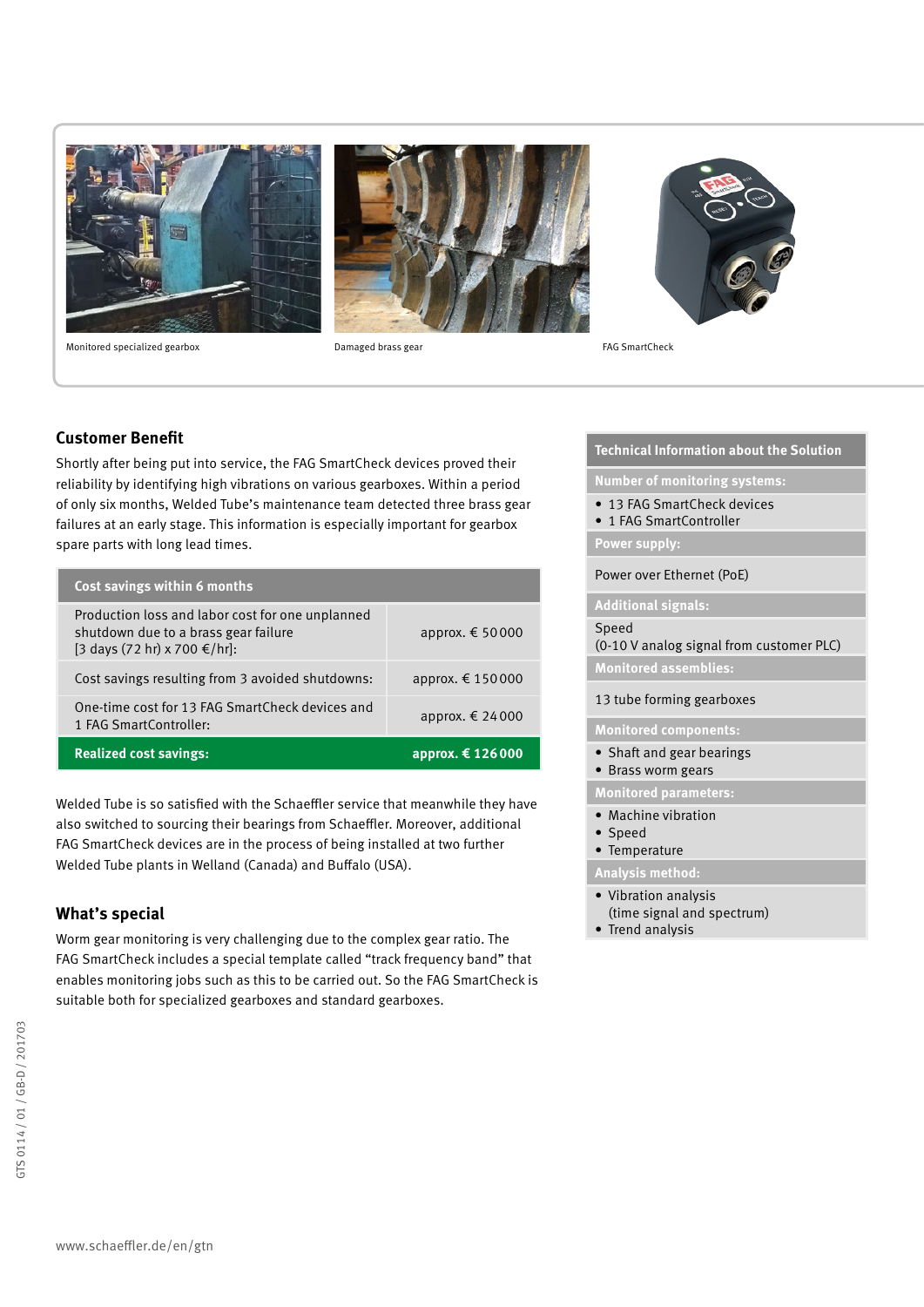Monitored specialized gearbox

Damaged brass gear

FAG SmartCheck

## Customer Benefit

Shortly after being put into service, the FAG SmartCheck devices proved their reliability by identifying high vibrations on various gearboxes. Within a period of only six months, Welded Tube's maintenance team detected three brass gear failures at an early stage. This information is especially important for gearbox spare parts with long lead times.

| Cost savings within 6 months | |
|---|---|
| Production loss and labor cost for one unplanned shutdown due to a brass gear failure [3 days (72 hr) x 700 €/hr]: | approx. € 50 000 |
| Cost savings resulting from 3 avoided shutdowns: | approx. € 150 000 |
| One-time cost for 13 FAG SmartCheck devices and 1 FAG SmartController: | approx. € 24 000 |
| **Realized cost savings:** | **approx. € 126 000** |

Welded Tube is so satisfied with the Schaeffler service that meanwhile they have also switched to sourcing their bearings from Schaeffler. Moreover, additional FAG SmartCheck devices are in the process of being installed at two further Welded Tube plants in Welland (Canada) and Buffalo (USA).

## What's special

Worm gear monitoring is very challenging due to the complex gear ratio. The FAG SmartCheck includes a special template called "track frequency band" that enables monitoring jobs such as this to be carried out. So the FAG SmartCheck is suitable both for specialized gearboxes and standard gearboxes.

### Technical Information about the Solution

**Number of monitoring systems:**
- 13 FAG SmartCheck devices
- 1 FAG SmartController

**Power supply:**

Power over Ethernet (PoE)

**Additional signals:**

Speed
(0-10 V analog signal from customer PLC)

**Monitored assemblies:**

13 tube forming gearboxes

**Monitored components:**
- Shaft and gear bearings
- Brass worm gears

**Monitored parameters:**
- Machine vibration
- Speed
- Temperature

**Analysis method:**
- Vibration analysis (time signal and spectrum)
- Trend analysis

GTS 0114 / 01 / GB-D / 201703

www.schaeffler.de/en/gtn